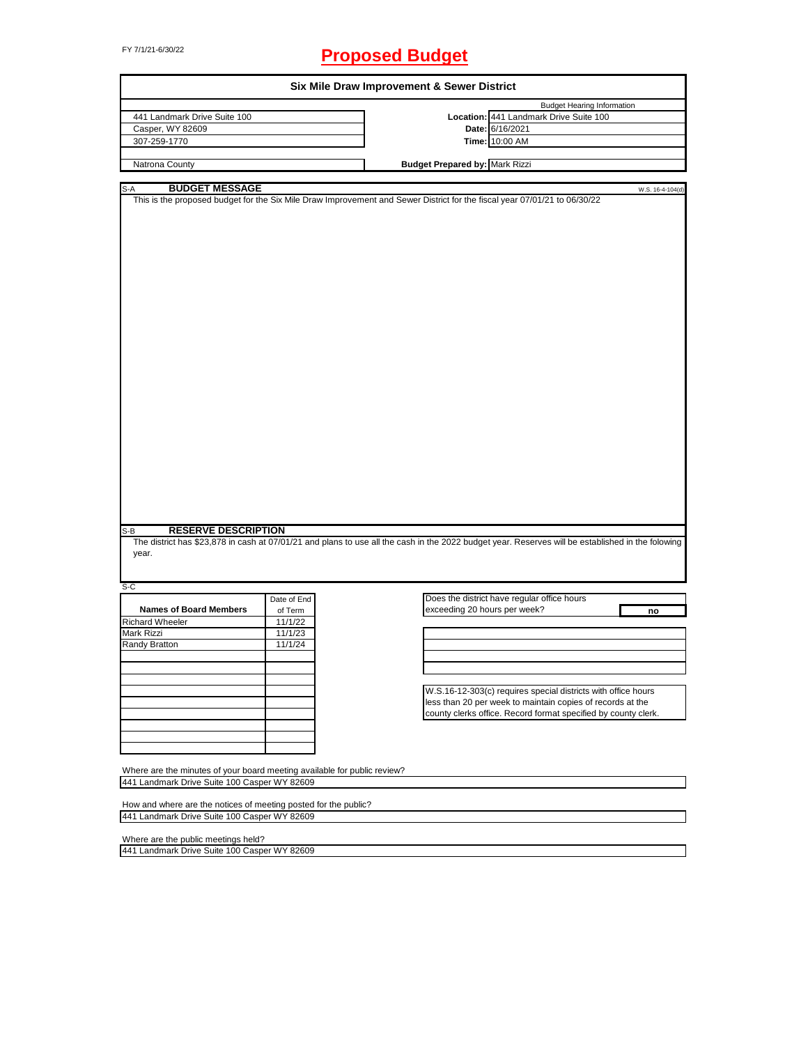FY 7/1/21-6/30/22

# Proposed Budget

## Six Mile Draw Improvement & Sewer District

| | | |
|---|---|---|
| 441 Landmark Drive Suite 100 | | Budget Hearing Information |
| Casper, WY 82609 | **Location:** | 441 Landmark Drive Suite 100 |
| 307-259-1770 | **Date:** | 6/16/2021 |
| | **Time:** | 10:00 AM |
| Natrona County | **Budget Prepared by:** | Mark Rizzi |

### S-A BUDGET MESSAGE

W.S. 16-4-104(d)

This is the proposed budget for the Six Mile Draw Improvement and Sewer District for the fiscal year 07/01/21 to 06/30/22

### S-B RESERVE DESCRIPTION

The district has $23,878 in cash at 07/01/21 and plans to use all the cash in the 2022 budget year. Reserves will be established in the folowing year.

### S-C

| Names of Board Members | Date of End of Term |
|---|---|
| Richard Wheeler | 11/1/22 |
| Mark Rizzi | 11/1/23 |
| Randy Bratton | 11/1/24 |

Does the district have regular office hours exceeding 20 hours per week? **no**

W.S.16-12-303(c) requires special districts with office hours less than 20 per week to maintain copies of records at the county clerks office. Record format specified by county clerk.

Where are the minutes of your board meeting available for public review?
441 Landmark Drive Suite 100 Casper WY 82609

How and where are the notices of meeting posted for the public?
441 Landmark Drive Suite 100 Casper WY 82609

Where are the public meetings held?
441 Landmark Drive Suite 100 Casper WY 82609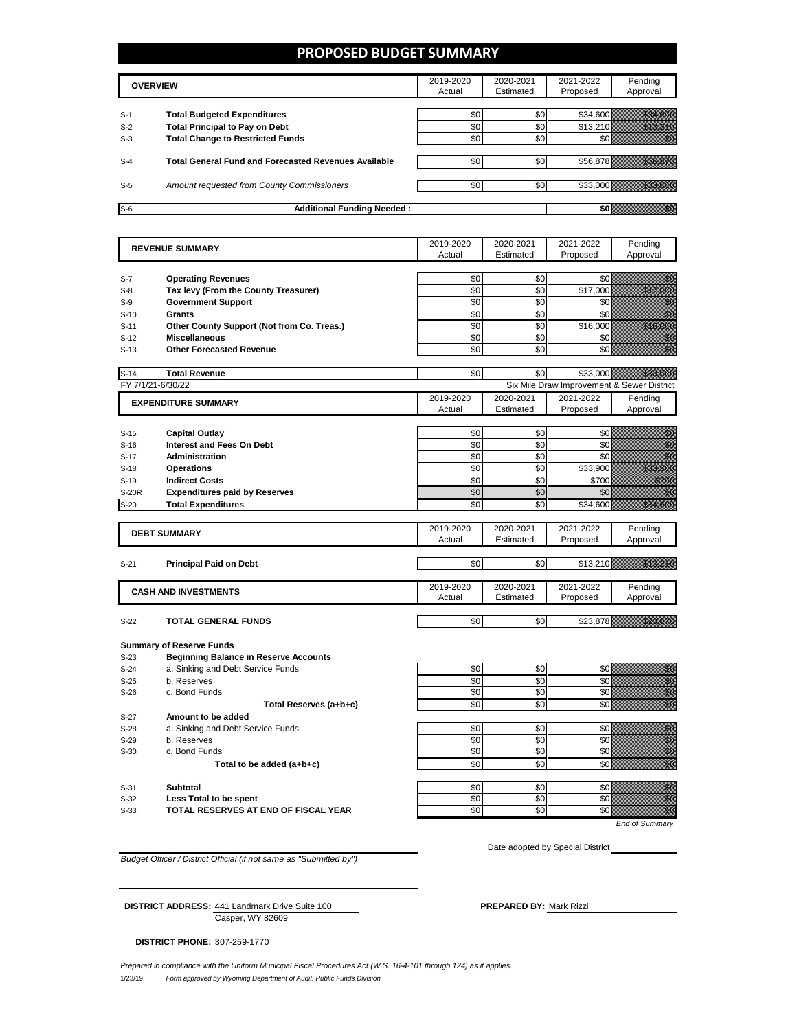# PROPOSED BUDGET SUMMARY

| | OVERVIEW | 2019-2020 Actual | 2020-2021 Estimated | 2021-2022 Proposed | Pending Approval |
|---|---|---|---|---|---|
| S-1 | **Total Budgeted Expenditures** | $0 | $0 | $34,600 | $34,600 |
| S-2 | **Total Principal to Pay on Debt** | $0 | $0 | $13,210 | $13,210 |
| S-3 | **Total Change to Restricted Funds** | $0 | $0 | $0 | $0 |
| S-4 | **Total General Fund and Forecasted Revenues Available** | $0 | $0 | $56,878 | $56,878 |
| S-5 | *Amount requested from County Commissioners* | $0 | $0 | $33,000 | $33,000 |
| S-6 | **Additional Funding Needed :** | | | **$0** | **$0** |

| | REVENUE SUMMARY | 2019-2020 Actual | 2020-2021 Estimated | 2021-2022 Proposed | Pending Approval |
|---|---|---|---|---|---|
| S-7 | **Operating Revenues** | $0 | $0 | $0 | $0 |
| S-8 | **Tax levy (From the County Treasurer)** | $0 | $0 | $17,000 | $17,000 |
| S-9 | **Government Support** | $0 | $0 | $0 | $0 |
| S-10 | **Grants** | $0 | $0 | $0 | $0 |
| S-11 | **Other County Support (Not from Co. Treas.)** | $0 | $0 | $16,000 | $16,000 |
| S-12 | **Miscellaneous** | $0 | $0 | $0 | $0 |
| S-13 | **Other Forecasted Revenue** | $0 | $0 | $0 | $0 |
| S-14 | **Total Revenue** | $0 | $0 | $33,000 | $33,000 |

FY 7/1/21-6/30/22 — Six Mile Draw Improvement & Sewer District

| | EXPENDITURE SUMMARY | 2019-2020 Actual | 2020-2021 Estimated | 2021-2022 Proposed | Pending Approval |
|---|---|---|---|---|---|
| S-15 | **Capital Outlay** | $0 | $0 | $0 | $0 |
| S-16 | **Interest and Fees On Debt** | $0 | $0 | $0 | $0 |
| S-17 | **Administration** | $0 | $0 | $0 | $0 |
| S-18 | **Operations** | $0 | $0 | $33,900 | $33,900 |
| S-19 | **Indirect Costs** | $0 | $0 | $700 | $700 |
| S-20R | **Expenditures paid by Reserves** | $0 | $0 | $0 | $0 |
| S-20 | **Total Expenditures** | $0 | $0 | $34,600 | $34,600 |

| | DEBT SUMMARY | 2019-2020 Actual | 2020-2021 Estimated | 2021-2022 Proposed | Pending Approval |
|---|---|---|---|---|---|
| S-21 | **Principal Paid on Debt** | $0 | $0 | $13,210 | $13,210 |

| | CASH AND INVESTMENTS | 2019-2020 Actual | 2020-2021 Estimated | 2021-2022 Proposed | Pending Approval |
|---|---|---|---|---|---|
| S-22 | **TOTAL GENERAL FUNDS** | $0 | $0 | $23,878 | $23,878 |

**Summary of Reserve Funds**

| | | 2019-2020 Actual | 2020-2021 Estimated | 2021-2022 Proposed | Pending Approval |
|---|---|---|---|---|---|
| S-23 | **Beginning Balance in Reserve Accounts** | | | | |
| S-24 | a. Sinking and Debt Service Funds | $0 | $0 | $0 | $0 |
| S-25 | b. Reserves | $0 | $0 | $0 | $0 |
| S-26 | c. Bond Funds | $0 | $0 | $0 | $0 |
| | **Total Reserves (a+b+c)** | $0 | $0 | $0 | $0 |
| S-27 | **Amount to be added** | | | | |
| S-28 | a. Sinking and Debt Service Funds | $0 | $0 | $0 | $0 |
| S-29 | b. Reserves | $0 | $0 | $0 | $0 |
| S-30 | c. Bond Funds | $0 | $0 | $0 | $0 |
| | **Total to be added (a+b+c)** | $0 | $0 | $0 | $0 |
| S-31 | **Subtotal** | $0 | $0 | $0 | $0 |
| S-32 | **Less Total to be spent** | $0 | $0 | $0 | $0 |
| S-33 | **TOTAL RESERVES AT END OF FISCAL YEAR** | $0 | $0 | $0 | $0 |

*End of Summary*

*Budget Officer / District Official (if not same as "Submitted by")*

Date adopted by Special District

**DISTRICT ADDRESS:** 441 Landmark Drive Suite 100
Casper, WY 82609

**PREPARED BY:** Mark Rizzi

**DISTRICT PHONE:** 307-259-1770

*Prepared in compliance with the Uniform Municipal Fiscal Procedures Act (W.S. 16-4-101 through 124) as it applies.*

1/23/19 *Form approved by Wyoming Department of Audit, Public Funds Division*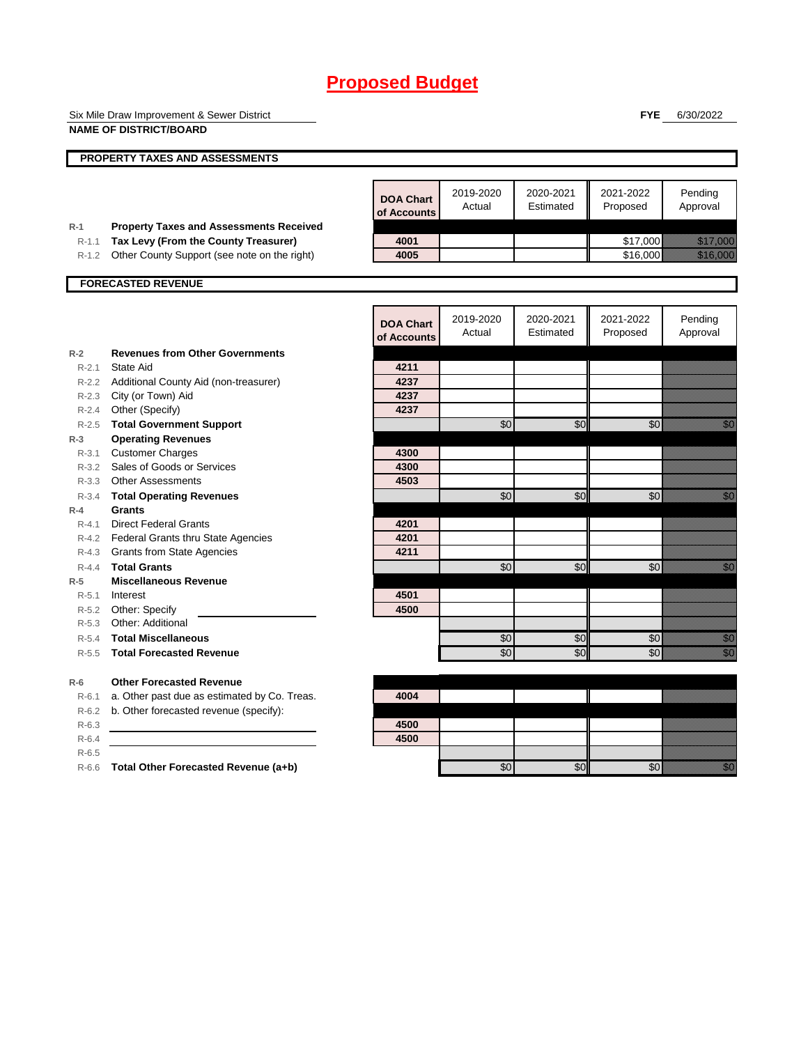# Proposed Budget

Six Mile Draw Improvement & Sewer District
**NAME OF DISTRICT/BOARD**

**FYE** 6/30/2022

## PROPERTY TAXES AND ASSESSMENTS

| | | DOA Chart of Accounts | 2019-2020 Actual | 2020-2021 Estimated | 2021-2022 Proposed | Pending Approval |
|---|---|---|---|---|---|---|
| R-1 | **Property Taxes and Assessments Received** | | | | | |
| R-1.1 | **Tax Levy (From the County Treasurer)** | 4001 | | | $17,000 | $17,000 |
| R-1.2 | Other County Support (see note on the right) | 4005 | | | $16,000 | $16,000 |

## FORECASTED REVENUE

| | | DOA Chart of Accounts | 2019-2020 Actual | 2020-2021 Estimated | 2021-2022 Proposed | Pending Approval |
|---|---|---|---|---|---|---|
| R-2 | **Revenues from Other Governments** | | | | | |
| R-2.1 | State Aid | 4211 | | | | |
| R-2.2 | Additional County Aid (non-treasurer) | 4237 | | | | |
| R-2.3 | City (or Town) Aid | 4237 | | | | |
| R-2.4 | Other (Specify) | 4237 | | | | |
| R-2.5 | **Total Government Support** | | $0 | $0 | $0 | $0 |
| R-3 | **Operating Revenues** | | | | | |
| R-3.1 | Customer Charges | 4300 | | | | |
| R-3.2 | Sales of Goods or Services | 4300 | | | | |
| R-3.3 | Other Assessments | 4503 | | | | |
| R-3.4 | **Total Operating Revenues** | | $0 | $0 | $0 | $0 |
| R-4 | **Grants** | | | | | |
| R-4.1 | Direct Federal Grants | 4201 | | | | |
| R-4.2 | Federal Grants thru State Agencies | 4201 | | | | |
| R-4.3 | Grants from State Agencies | 4211 | | | | |
| R-4.4 | **Total Grants** | | $0 | $0 | $0 | $0 |
| R-5 | **Miscellaneous Revenue** | | | | | |
| R-5.1 | Interest | 4501 | | | | |
| R-5.2 | Other: Specify | 4500 | | | | |
| R-5.3 | Other: Additional | | | | | |
| R-5.4 | **Total Miscellaneous** | | $0 | $0 | $0 | $0 |
| R-5.5 | **Total Forecasted Revenue** | | $0 | $0 | $0 | $0 |
| R-6 | **Other Forecasted Revenue** | | | | | |
| R-6.1 | a. Other past due as estimated by Co. Treas. | 4004 | | | | |
| R-6.2 | b. Other forecasted revenue (specify): | | | | | |
| R-6.3 | | 4500 | | | | |
| R-6.4 | | 4500 | | | | |
| R-6.5 | | | | | | |
| R-6.6 | **Total Other Forecasted Revenue (a+b)** | | $0 | $0 | $0 | $0 |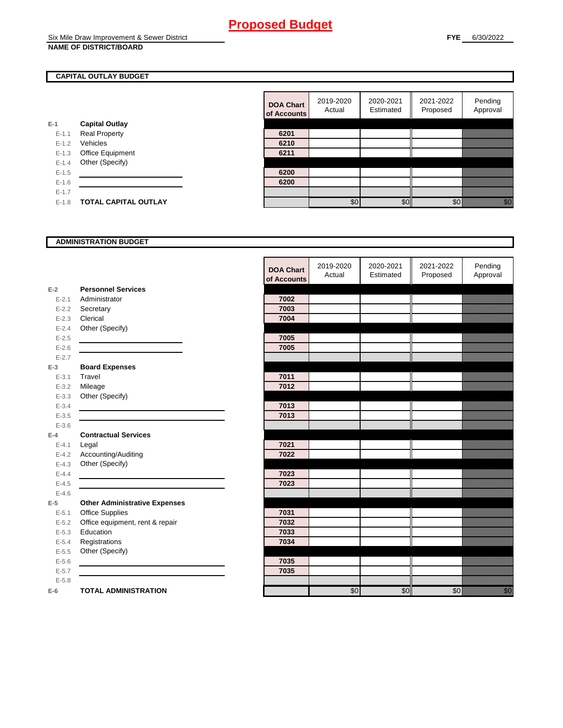# Proposed Budget

Six Mile Draw Improvement & Sewer District
**NAME OF DISTRICT/BOARD**

**FYE** 6/30/2022

## CAPITAL OUTLAY BUDGET

| | | DOA Chart of Accounts | 2019-2020 Actual | 2020-2021 Estimated | 2021-2022 Proposed | Pending Approval |
|---|---|---|---|---|---|---|
| E-1 | **Capital Outlay** | | | | | |
| E-1.1 | Real Property | 6201 | | | | |
| E-1.2 | Vehicles | 6210 | | | | |
| E-1.3 | Office Equipment | 6211 | | | | |
| E-1.4 | Other (Specify) | | | | | |
| E-1.5 | | 6200 | | | | |
| E-1.6 | | 6200 | | | | |
| E-1.7 | | | | | | |
| E-1.8 | **TOTAL CAPITAL OUTLAY** | | $0 | $0 | $0 | $0 |

## ADMINISTRATION BUDGET

| | | DOA Chart of Accounts | 2019-2020 Actual | 2020-2021 Estimated | 2021-2022 Proposed | Pending Approval |
|---|---|---|---|---|---|---|
| E-2 | **Personnel Services** | | | | | |
| E-2.1 | Administrator | 7002 | | | | |
| E-2.2 | Secretary | 7003 | | | | |
| E-2.3 | Clerical | 7004 | | | | |
| E-2.4 | Other (Specify) | | | | | |
| E-2.5 | | 7005 | | | | |
| E-2.6 | | 7005 | | | | |
| E-2.7 | | | | | | |
| E-3 | **Board Expenses** | | | | | |
| E-3.1 | Travel | 7011 | | | | |
| E-3.2 | Mileage | 7012 | | | | |
| E-3.3 | Other (Specify) | | | | | |
| E-3.4 | | 7013 | | | | |
| E-3.5 | | 7013 | | | | |
| E-3.6 | | | | | | |
| E-4 | **Contractual Services** | | | | | |
| E-4.1 | Legal | 7021 | | | | |
| E-4.2 | Accounting/Auditing | 7022 | | | | |
| E-4.3 | Other (Specify) | | | | | |
| E-4.4 | | 7023 | | | | |
| E-4.5 | | 7023 | | | | |
| E-4.6 | | | | | | |
| E-5 | **Other Administrative Expenses** | | | | | |
| E-5.1 | Office Supplies | 7031 | | | | |
| E-5.2 | Office equipment, rent & repair | 7032 | | | | |
| E-5.3 | Education | 7033 | | | | |
| E-5.4 | Registrations | 7034 | | | | |
| E-5.5 | Other (Specify) | | | | | |
| E-5.6 | | 7035 | | | | |
| E-5.7 | | 7035 | | | | |
| E-5.8 | | | | | | |
| E-6 | **TOTAL ADMINISTRATION** | | $0 | $0 | $0 | $0 |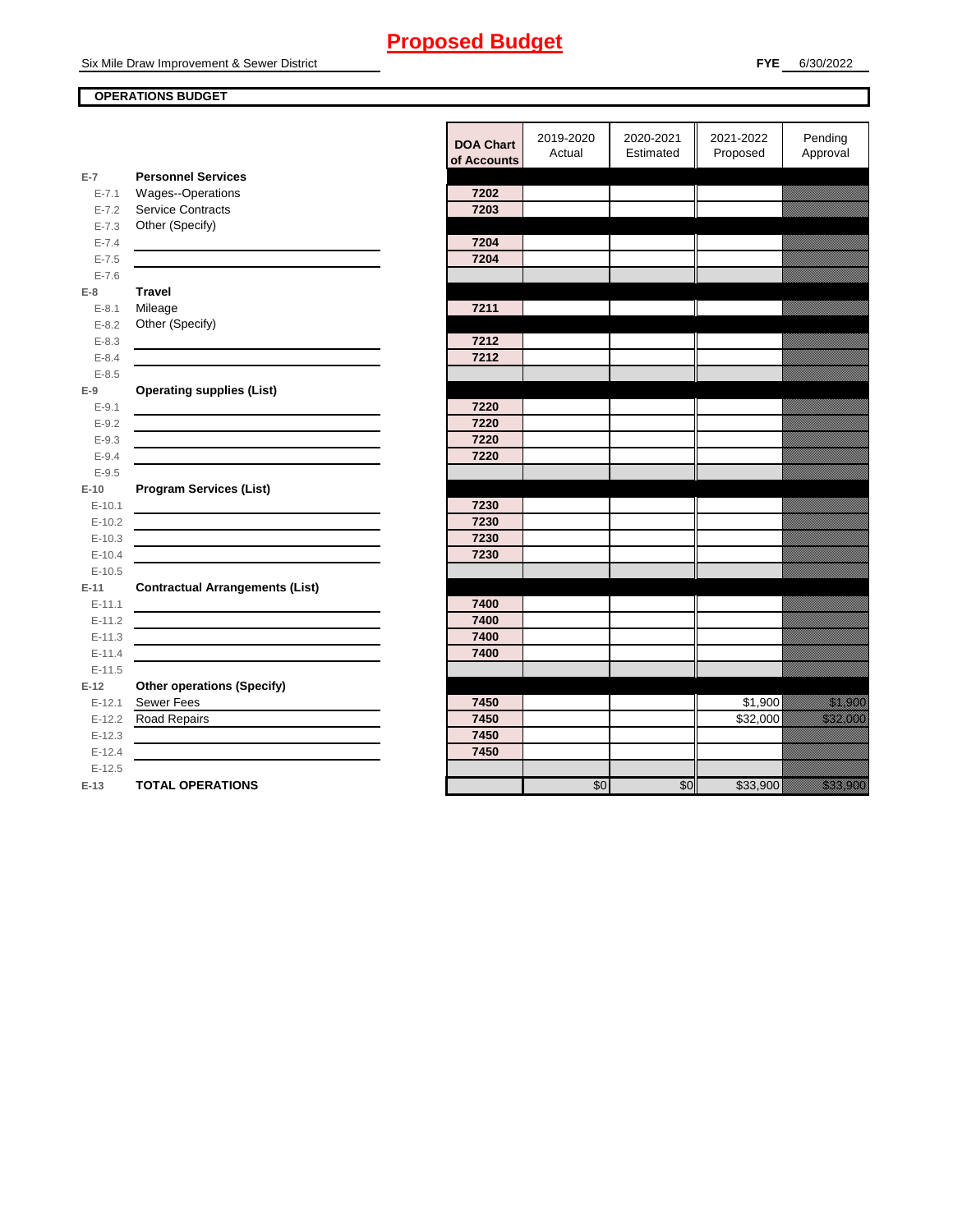# Proposed Budget

Six Mile Draw Improvement & Sewer District

**FYE** 6/30/2022

**OPERATIONS BUDGET**

| | | DOA Chart of Accounts | 2019-2020 Actual | 2020-2021 Estimated | 2021-2022 Proposed | Pending Approval |
|---|---|---|---|---|---|---|
| E-7 | **Personnel Services** | | | | | |
| E-7.1 | Wages--Operations | 7202 | | | | |
| E-7.2 | Service Contracts | 7203 | | | | |
| E-7.3 | Other (Specify) | | | | | |
| E-7.4 | | 7204 | | | | |
| E-7.5 | | 7204 | | | | |
| E-7.6 | | | | | | |
| E-8 | **Travel** | | | | | |
| E-8.1 | Mileage | 7211 | | | | |
| E-8.2 | Other (Specify) | | | | | |
| E-8.3 | | 7212 | | | | |
| E-8.4 | | 7212 | | | | |
| E-8.5 | | | | | | |
| E-9 | **Operating supplies (List)** | | | | | |
| E-9.1 | | 7220 | | | | |
| E-9.2 | | 7220 | | | | |
| E-9.3 | | 7220 | | | | |
| E-9.4 | | 7220 | | | | |
| E-9.5 | | | | | | |
| E-10 | **Program Services (List)** | | | | | |
| E-10.1 | | 7230 | | | | |
| E-10.2 | | 7230 | | | | |
| E-10.3 | | 7230 | | | | |
| E-10.4 | | 7230 | | | | |
| E-10.5 | | | | | | |
| E-11 | **Contractual Arrangements (List)** | | | | | |
| E-11.1 | | 7400 | | | | |
| E-11.2 | | 7400 | | | | |
| E-11.3 | | 7400 | | | | |
| E-11.4 | | 7400 | | | | |
| E-11.5 | | | | | | |
| E-12 | **Other operations (Specify)** | | | | | |
| E-12.1 | Sewer Fees | 7450 | | | $1,900 | $1,900 |
| E-12.2 | Road Repairs | 7450 | | | $32,000 | $32,000 |
| E-12.3 | | 7450 | | | | |
| E-12.4 | | 7450 | | | | |
| E-12.5 | | | | | | |
| E-13 | **TOTAL OPERATIONS** | | $0 | $0 | $33,900 | $33,900 |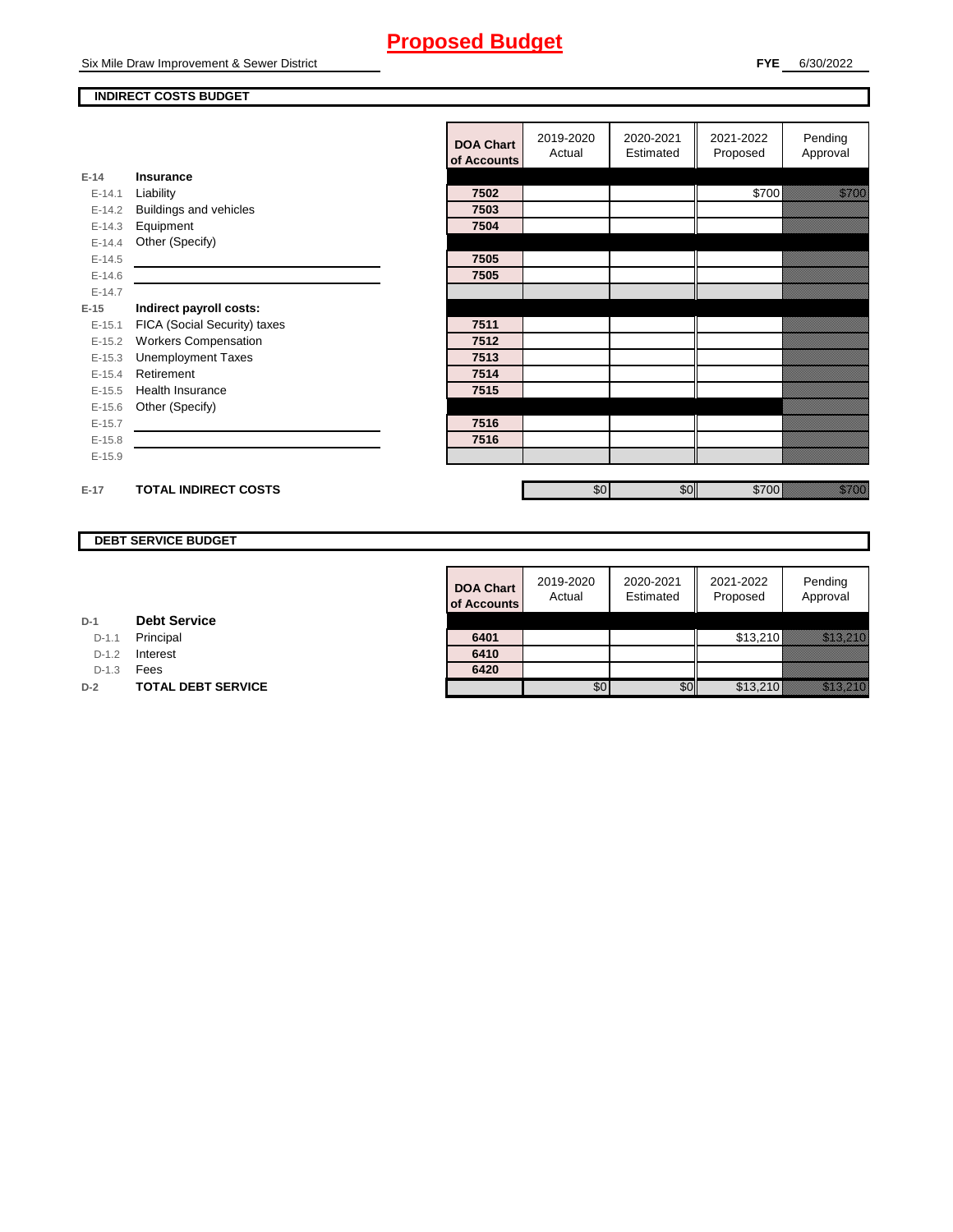# Proposed Budget

Six Mile Draw Improvement & Sewer District

**FYE** 6/30/2022

## INDIRECT COSTS BUDGET

| | | DOA Chart of Accounts | 2019-2020 Actual | 2020-2021 Estimated | 2021-2022 Proposed | Pending Approval |
|---|---|---|---|---|---|---|
| **E-14** | **Insurance** | | | | | |
| E-14.1 | Liability | 7502 | | | $700 | $700 |
| E-14.2 | Buildings and vehicles | 7503 | | | | |
| E-14.3 | Equipment | 7504 | | | | |
| E-14.4 | Other (Specify) | | | | | |
| E-14.5 | | 7505 | | | | |
| E-14.6 | | 7505 | | | | |
| E-14.7 | | | | | | |
| **E-15** | **Indirect payroll costs:** | | | | | |
| E-15.1 | FICA (Social Security) taxes | 7511 | | | | |
| E-15.2 | Workers Compensation | 7512 | | | | |
| E-15.3 | Unemployment Taxes | 7513 | | | | |
| E-15.4 | Retirement | 7514 | | | | |
| E-15.5 | Health Insurance | 7515 | | | | |
| E-15.6 | Other (Specify) | | | | | |
| E-15.7 | | 7516 | | | | |
| E-15.8 | | 7516 | | | | |
| E-15.9 | | | | | | |
| **E-17** | **TOTAL INDIRECT COSTS** | | $0 | $0 | $700 | $700 |

## DEBT SERVICE BUDGET

| | | DOA Chart of Accounts | 2019-2020 Actual | 2020-2021 Estimated | 2021-2022 Proposed | Pending Approval |
|---|---|---|---|---|---|---|
| **D-1** | **Debt Service** | | | | | |
| D-1.1 | Principal | 6401 | | | $13,210 | $13,210 |
| D-1.2 | Interest | 6410 | | | | |
| D-1.3 | Fees | 6420 | | | | |
| **D-2** | **TOTAL DEBT SERVICE** | | $0 | $0 | $13,210 | $13,210 |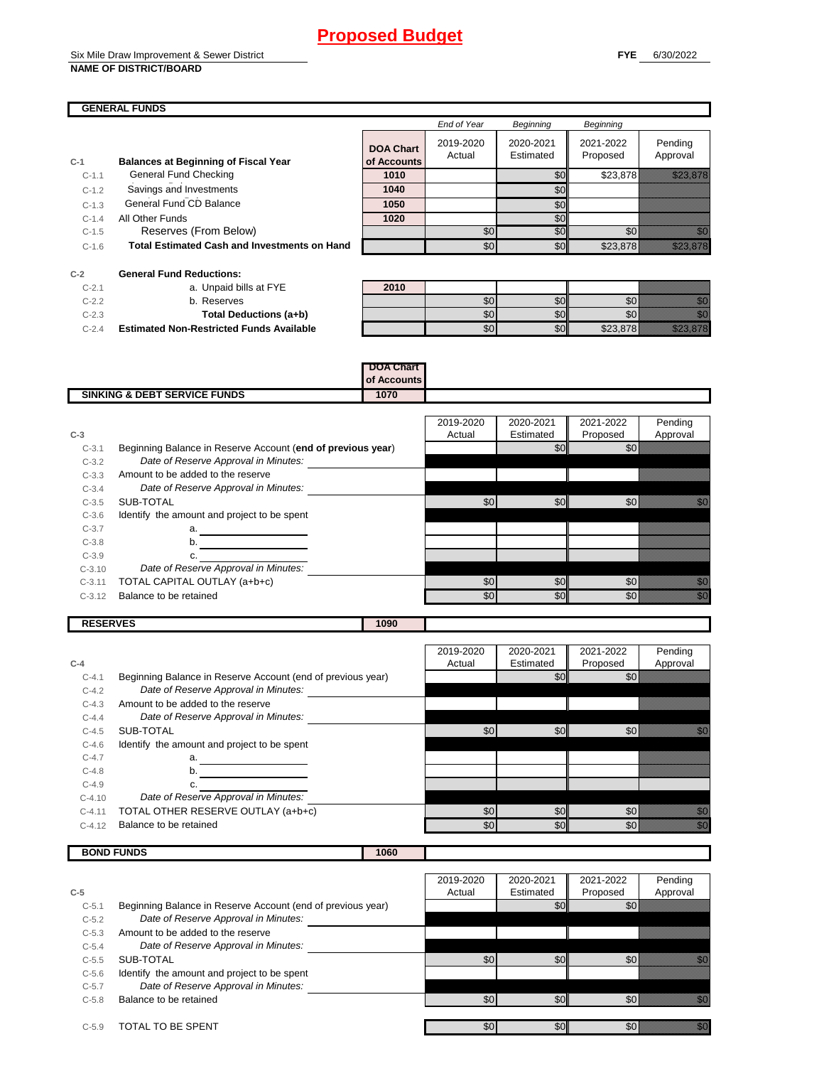# Proposed Budget

Six Mile Draw Improvement & Sewer District
**NAME OF DISTRICT/BOARD**

**FYE** 6/30/2022

## GENERAL FUNDS

| | | DOA Chart of Accounts | End of Year 2019-2020 Actual | Beginning 2020-2021 Estimated | Beginning 2021-2022 Proposed | Pending Approval |
|---|---|---|---|---|---|---|
| C-1 | **Balances at Beginning of Fiscal Year** | | | | | |
| C-1.1 | General Fund Checking | **1010** | | $0 | $23,878 | $23,878 |
| C-1.2 | Savings and Investments | **1040** | | $0 | | |
| C-1.3 | General Fund CD Balance | **1050** | | $0 | | |
| C-1.4 | All Other Funds | **1020** | | $0 | | |
| C-1.5 | Reserves (From Below) | | $0 | $0 | $0 | $0 |
| C-1.6 | **Total Estimated Cash and Investments on Hand** | | $0 | $0 | $23,878 | $23,878 |
| C-2 | **General Fund Reductions:** | | | | | |
| C-2.1 | a. Unpaid bills at FYE | **2010** | | | | |
| C-2.2 | b. Reserves | | $0 | $0 | $0 | $0 |
| C-2.3 | **Total Deductions (a+b)** | | $0 | $0 | $0 | $0 |
| C-2.4 | **Estimated Non-Restricted Funds Available** | | $0 | $0 | $23,878 | $23,878 |

## SINKING & DEBT SERVICE FUNDS — DOA Chart of Accounts 1070

| C-3 | | 2019-2020 Actual | 2020-2021 Estimated | 2021-2022 Proposed | Pending Approval |
|---|---|---|---|---|---|
| C-3.1 | Beginning Balance in Reserve Account (**end of previous year**) | | $0 | $0 | |
| C-3.2 | *Date of Reserve Approval in Minutes:* | | | | |
| C-3.3 | Amount to be added to the reserve | | | | |
| C-3.4 | *Date of Reserve Approval in Minutes:* | | | | |
| C-3.5 | SUB-TOTAL | $0 | $0 | $0 | $0 |
| C-3.6 | Identify the amount and project to be spent | | | | |
| C-3.7 | a. | | | | |
| C-3.8 | b. | | | | |
| C-3.9 | c. | | | | |
| C-3.10 | *Date of Reserve Approval in Minutes:* | | | | |
| C-3.11 | TOTAL CAPITAL OUTLAY (a+b+c) | $0 | $0 | $0 | $0 |
| C-3.12 | Balance to be retained | $0 | $0 | $0 | $0 |

## RESERVES — 1090

| C-4 | | 2019-2020 Actual | 2020-2021 Estimated | 2021-2022 Proposed | Pending Approval |
|---|---|---|---|---|---|
| C-4.1 | Beginning Balance in Reserve Account (end of previous year) | | $0 | $0 | |
| C-4.2 | *Date of Reserve Approval in Minutes:* | | | | |
| C-4.3 | Amount to be added to the reserve | | | | |
| C-4.4 | *Date of Reserve Approval in Minutes:* | | | | |
| C-4.5 | SUB-TOTAL | $0 | $0 | $0 | $0 |
| C-4.6 | Identify the amount and project to be spent | | | | |
| C-4.7 | a. | | | | |
| C-4.8 | b. | | | | |
| C-4.9 | c. | | | | |
| C-4.10 | *Date of Reserve Approval in Minutes:* | | | | |
| C-4.11 | TOTAL OTHER RESERVE OUTLAY (a+b+c) | $0 | $0 | $0 | $0 |
| C-4.12 | Balance to be retained | $0 | $0 | $0 | $0 |

## BOND FUNDS — 1060

| C-5 | | 2019-2020 Actual | 2020-2021 Estimated | 2021-2022 Proposed | Pending Approval |
|---|---|---|---|---|---|
| C-5.1 | Beginning Balance in Reserve Account (end of previous year) | | $0 | $0 | |
| C-5.2 | *Date of Reserve Approval in Minutes:* | | | | |
| C-5.3 | Amount to be added to the reserve | | | | |
| C-5.4 | *Date of Reserve Approval in Minutes:* | | | | |
| C-5.5 | SUB-TOTAL | $0 | $0 | $0 | $0 |
| C-5.6 | Identify the amount and project to be spent | | | | |
| C-5.7 | *Date of Reserve Approval in Minutes:* | | | | |
| C-5.8 | Balance to be retained | $0 | $0 | $0 | $0 |
| C-5.9 | TOTAL TO BE SPENT | $0 | $0 | $0 | $0 |